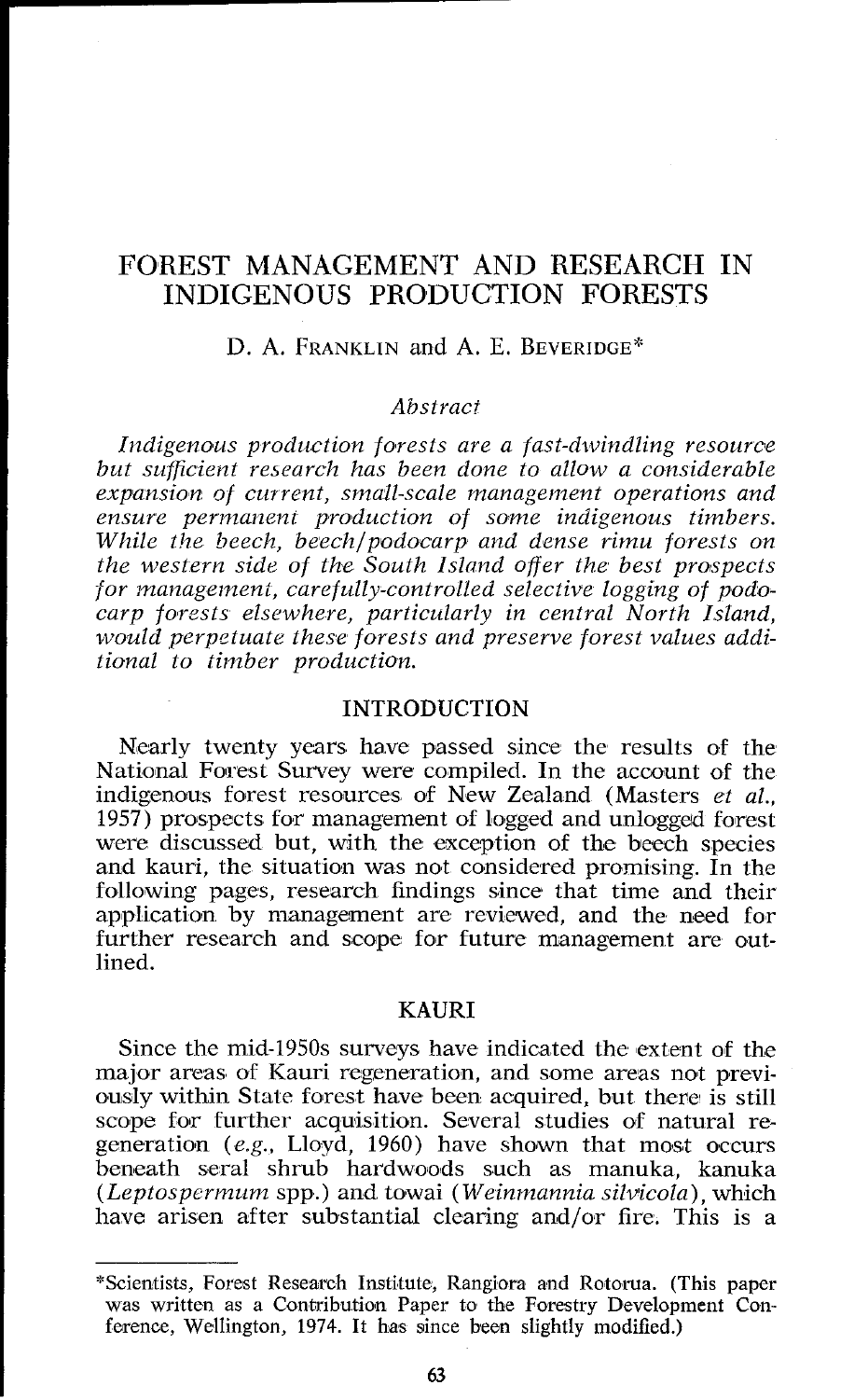# FOREST MANAGEMENT AND RESEARCH IN INDIGENOUS PRODUCTION FORESTS

D. A. FRANKLIN and A. E. BEVERIDGE*

## *Abstract*

*Indigenous production forests are a fast-dwindling resource but sufficient research has been done to allow a considerable expansion of current, small-scale management operations and ensure permanent production of some indigenous timbers. While the beech, beech/podocarp and dense rimu forests on the western side of the South Island offer the best prospects for management, carefully-controlled selective logging of podocarp forests elsewhere, particularly in central North Island, would perpetuate these forests and preserve forest values additional to timber production.*

## INTRODUCTION

Nearly twenty years have passed since the results of the National Forest Survey were compiled. In the account of the indigenous forest resources of New Zealand (Masters *et al.*, 1957) prospects for management of logged and unlogged forest were discussed but, with the exception of the beech species and kauri, the situation was not considered promising. In the following pages, research findings since that time and their application by management are reviewed, and the need for further research and scope for future management are outlined.

## KAURI

Since the mid-1950s surveys have indicated the extent of the major areas of Kauri regeneration, and some areas not previously within State forest have been acquired, but there is still scope for further acquisition. Several studies of natural regeneration (*e.g.*, Lloyd, 1960) have shown that most occurs beneath seral shrub hardwoods such as manuka, kanuka (*Leptospermum* spp.) and towai (*Weinmannia silvicola*), which have arisen after substantial clearing and/or fire. This is a

*Scientists, Forest Research Institute, Rangiora and Rotorua. (This paper was written as a Contribution Paper to the Forestry Development Conference, Wellington, 1974. It has since been slightly modified.)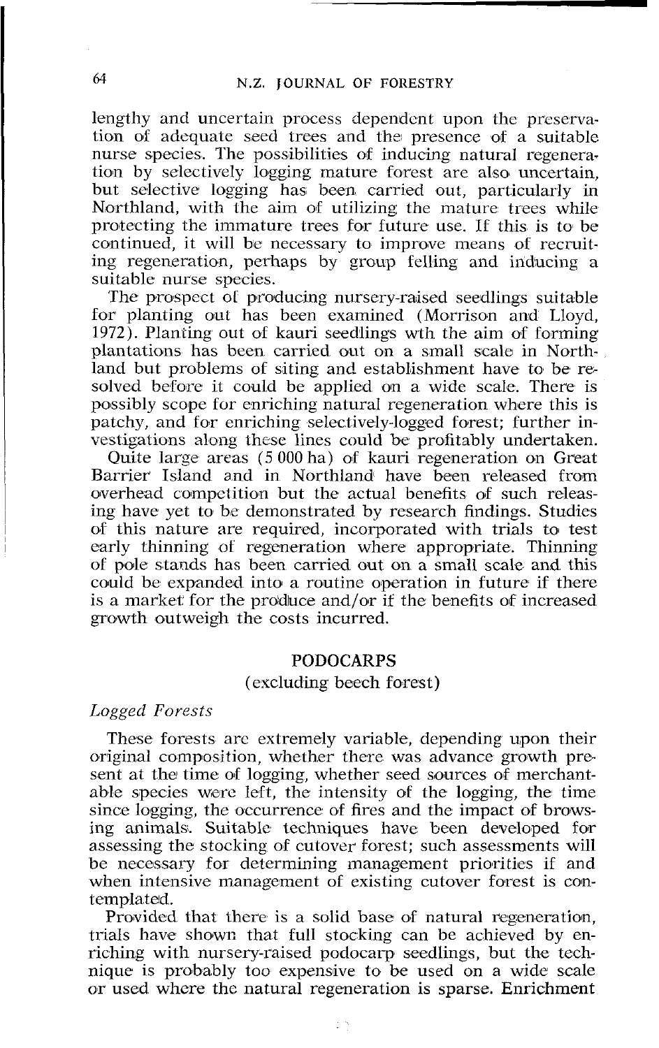lengthy and uncertain process dependent upon the preservation of adequate seed trees and the presence of a suitable nurse species. The possibilities of inducing natural regeneration by selectively logging mature forest are also uncertain, but selective logging has been carried out, particularly in Northland, with the aim of utilizing the mature trees while protecting the immature trees for future use. If this is to be continued, it will be necessary to improve means of recruiting regeneration, perhaps by group felling and inducing a suitable nurse species.

The prospect of producing nursery-raised seedlings suitable for planting out has been examined (Morrison and Lloyd, 1972). Planting out of kauri seedlings wth the aim of forming plantations has been carried out on a small scale in Northland but problems of siting and establishment have to be resolved before it could be applied on a wide scale. There is possibly scope for enriching natural regeneration where this is patchy, and for enriching selectively-logged forest; further investigations along these lines could be profitably undertaken.

Quite large areas (5 000 ha) of kauri regeneration on Great Barrier Island and in Northland have been released from overhead competition but the actual benefits of such releasing have yet to be demonstrated by research findings. Studies of this nature are required, incorporated with trials to test early thinning of regeneration where appropriate. Thinning of pole stands has been carried out on a small scale and this could be expanded into a routine operation in future if there is a market for the produce and/or if the benefits of increased growth outweigh the costs incurred.

## PODOCARPS

(excluding beech forest)

### *Logged Forests*

These forests are extremely variable, depending upon their original composition, whether there was advance growth present at the time of logging, whether seed sources of merchantable species were left, the intensity of the logging, the time since logging, the occurrence of fires and the impact of browsing animals. Suitable techniques have been developed for assessing the stocking of cutover forest; such assessments will be necessary for determining management priorities if and when intensive management of existing cutover forest is contemplated.

Provided that there is a solid base of natural regeneration, trials have shown that full stocking can be achieved by enriching with nursery-raised podocarp seedlings, but the technique is probably too expensive to be used on a wide scale or used where the natural regeneration is sparse. Enrichment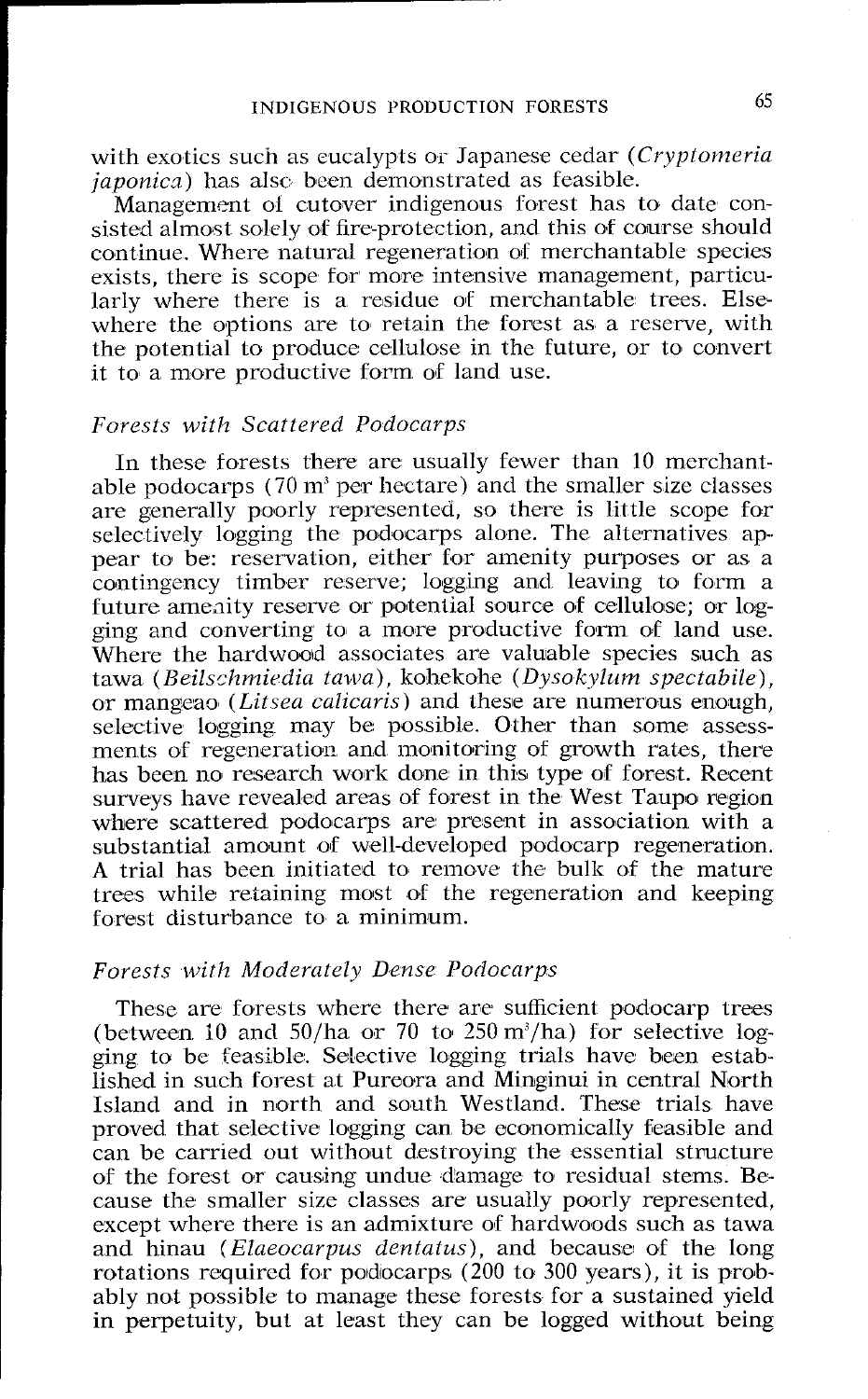with exotics such as eucalypts or Japanese cedar (*Cryptomeria japonica*) has also been demonstrated as feasible.

Management of cutover indigenous forest has to date consisted almost solely of fire-protection, and this of course should continue. Where natural regeneration of merchantable species exists, there is scope for more intensive management, particularly where there is a residue of merchantable trees. Elsewhere the options are to retain the forest as a reserve, with the potential to produce cellulose in the future, or to convert it to a more productive form of land use.

### *Forests with Scattered Podocarps*

In these forests there are usually fewer than 10 merchantable podocarps (70 $m^3$ per hectare) and the smaller size classes are generally poorly represented, so there is little scope for selectively logging the podocarps alone. The alternatives appear to be: reservation, either for amenity purposes or as a contingency timber reserve; logging and leaving to form a future amenity reserve or potential source of cellulose; or logging and converting to a more productive form of land use. Where the hardwood associates are valuable species such as tawa (*Beilschmiedia tawa*), kohekohe (*Dysokylum spectabile*), or mangeao (*Litsea calicaris*) and these are numerous enough, selective logging may be possible. Other than some assessments of regeneration and monitoring of growth rates, there has been no research work done in this type of forest. Recent surveys have revealed areas of forest in the West Taupo region where scattered podocarps are present in association with a substantial amount of well-developed podocarp regeneration. A trial has been initiated to remove the bulk of the mature trees while retaining most of the regeneration and keeping forest disturbance to a minimum.

### *Forests with Moderately Dense Podocarps*

These are forests where there are sufficient podocarp trees (between 10 and 50/ha or 70 to 250 $m^3$/ha) for selective logging to be feasible. Selective logging trials have been established in such forest at Pureora and Minginui in central North Island and in north and south Westland. These trials have proved that selective logging can be economically feasible and can be carried out without destroying the essential structure of the forest or causing undue damage to residual stems. Because the smaller size classes are usually poorly represented, except where there is an admixture of hardwoods such as tawa and hinau (*Elaeocarpus dentatus*), and because of the long rotations required for podocarps (200 to 300 years), it is probably not possible to manage these forests for a sustained yield in perpetuity, but at least they can be logged without being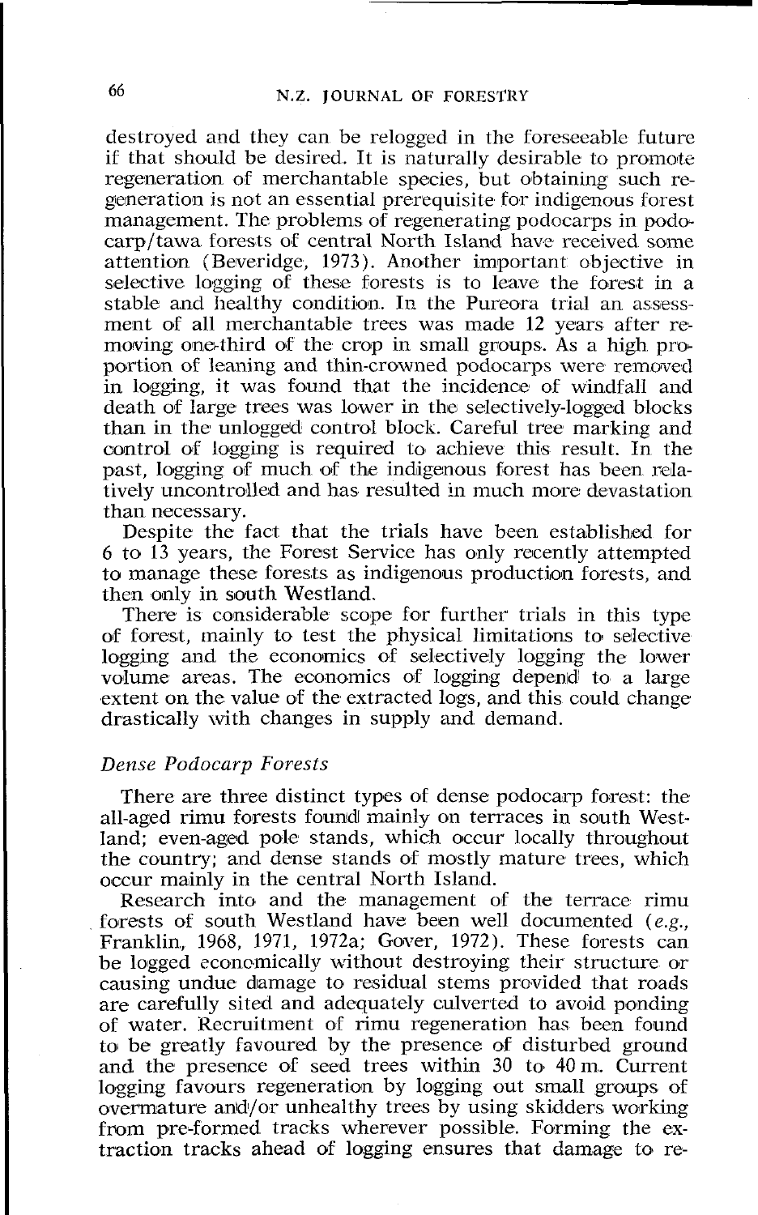destroyed and they can be relogged in the foreseeable future if that should be desired. It is naturally desirable to promote regeneration of merchantable species, but obtaining such regeneration is not an essential prerequisite for indigenous forest management. The problems of regenerating podocarps in podocarp/tawa forests of central North Island have received some attention (Beveridge, 1973). Another important objective in selective logging of these forests is to leave the forest in a stable and healthy condition. In the Pureora trial an assessment of all merchantable trees was made 12 years after removing one-third of the crop in small groups. As a high proportion of leaning and thin-crowned podocarps were removed in logging, it was found that the incidence of windfall and death of large trees was lower in the selectively-logged blocks than in the unlogged control block. Careful tree marking and control of logging is required to achieve this result. In the past, logging of much of the indigenous forest has been relatively uncontrolled and has resulted in much more devastation than necessary.

Despite the fact that the trials have been established for 6 to 13 years, the Forest Service has only recently attempted to manage these forests as indigenous production forests, and then only in south Westland.

There is considerable scope for further trials in this type of forest, mainly to test the physical limitations to selective logging and the economics of selectively logging the lower volume areas. The economics of logging depend to a large extent on the value of the extracted logs, and this could change drastically with changes in supply and demand.

### *Dense Podocarp Forests*

There are three distinct types of dense podocarp forest: the all-aged rimu forests found mainly on terraces in south Westland; even-aged pole stands, which occur locally throughout the country; and dense stands of mostly mature trees, which occur mainly in the central North Island.

Research into and the management of the terrace rimu forests of south Westland have been well documented (*e.g.*, Franklin, 1968, 1971, 1972a; Gover, 1972). These forests can be logged economically without destroying their structure or causing undue damage to residual stems provided that roads are carefully sited and adequately culverted to avoid ponding of water. Recruitment of rimu regeneration has been found to be greatly favoured by the presence of disturbed ground and the presence of seed trees within 30 to 40 m. Current logging favours regeneration by logging out small groups of overmature and/or unhealthy trees by using skidders working from pre-formed tracks wherever possible. Forming the extraction tracks ahead of logging ensures that damage to re-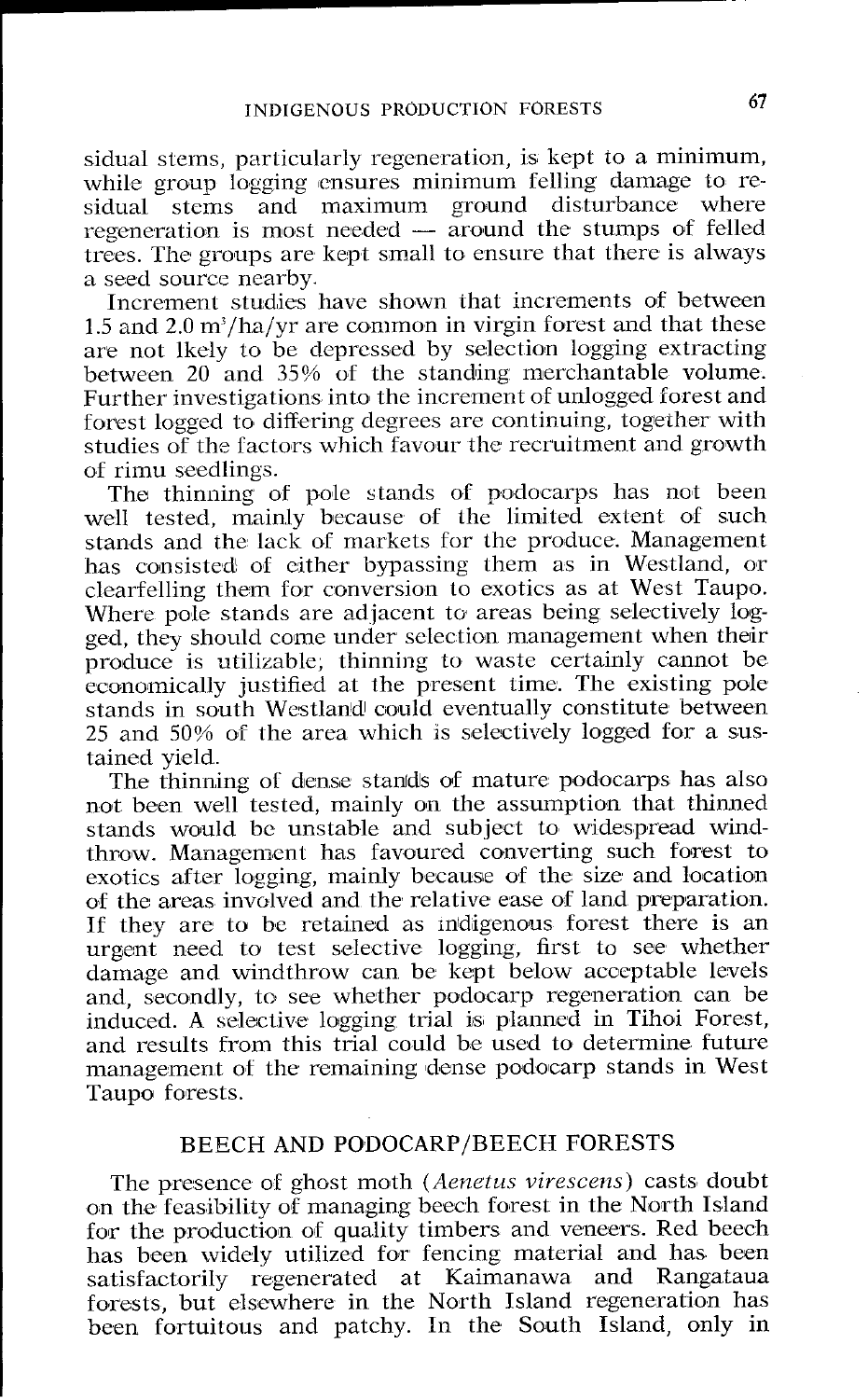sidual stems, particularly regeneration, is kept to a minimum, while group logging ensures minimum felling damage to residual stems and maximum ground disturbance where regeneration is most needed — around the stumps of felled trees. The groups are kept small to ensure that there is always a seed source nearby.

Increment studies have shown that increments of between 1.5 and 2.0 $m^3$/ha/yr are common in virgin forest and that these are not lkely to be depressed by selection logging extracting between 20 and 35% of the standing merchantable volume. Further investigations into the increment of unlogged forest and forest logged to differing degrees are continuing, together with studies of the factors which favour the recruitment and growth of rimu seedlings.

The thinning of pole stands of podocarps has not been well tested, mainly because of the limited extent of such stands and the lack of markets for the produce. Management has consisted of either bypassing them as in Westland, or clearfelling them for conversion to exotics as at West Taupo. Where pole stands are adjacent to areas being selectively logged, they should come under selection management when their produce is utilizable; thinning to waste certainly cannot be economically justified at the present time. The existing pole stands in south Westland could eventually constitute between 25 and 50% of the area which is selectively logged for a sustained yield.

The thinning of dense stands of mature podocarps has also not been well tested, mainly on the assumption that thinned stands would be unstable and subject to widespread windthrow. Management has favoured converting such forest to exotics after logging, mainly because of the size and location of the areas involved and the relative ease of land preparation. If they are to be retained as indigenous forest there is an urgent need to test selective logging, first to see whether damage and windthrow can be kept below acceptable levels and, secondly, to see whether podocarp regeneration can be induced. A selective logging trial is planned in Tihoi Forest, and results from this trial could be used to determine future management of the remaining dense podocarp stands in West Taupo forests.

## BEECH AND PODOCARP/BEECH FORESTS

The presence of ghost moth (*Aenetus virescens*) casts doubt on the feasibility of managing beech forest in the North Island for the production of quality timbers and veneers. Red beech has been widely utilized for fencing material and has been satisfactorily regenerated at Kaimanawa and Rangataua forests, but elsewhere in the North Island regeneration has been fortuitous and patchy. In the South Island, only in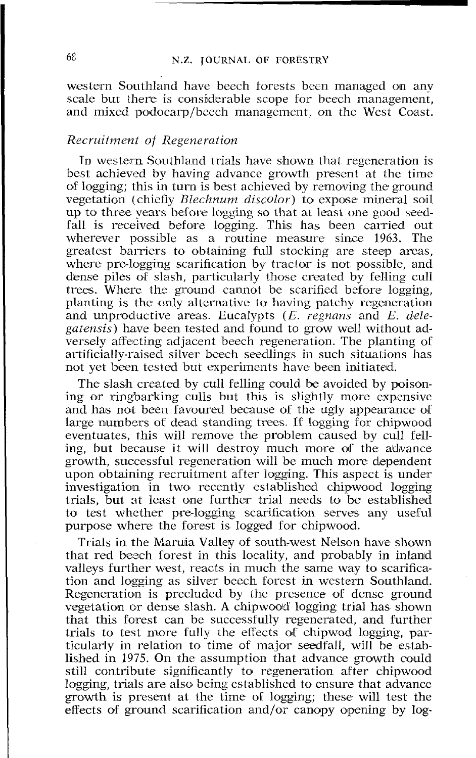western Southland have beech forests been managed on any scale but there is considerable scope for beech management, and mixed podocarp/beech management, on the West Coast.

### *Recruitment of Regeneration*

In western Southland trials have shown that regeneration is best achieved by having advance growth present at the time of logging; this in turn is best achieved by removing the ground vegetation (chiefly *Blechnum discolor*) to expose mineral soil up to three years before logging so that at least one good seedfall is received before logging. This has been carried out wherever possible as a routine measure since 1963. The greatest barriers to obtaining full stocking are steep areas, where pre-logging scarification by tractor is not possible, and dense piles of slash, particularly those created by felling cull trees. Where the ground cannot be scarified before logging, planting is the only alternative to having patchy regeneration and unproductive areas. Eucalypts (*E. regnans* and *E. delegatensis*) have been tested and found to grow well without adversely affecting adjacent beech regeneration. The planting of artificially-raised silver beech seedlings in such situations has not yet been tested but experiments have been initiated.

The slash created by cull felling could be avoided by poisoning or ringbarking culls but this is slightly more expensive and has not been favoured because of the ugly appearance of large numbers of dead standing trees. If logging for chipwood eventuates, this will remove the problem caused by cull felling, but because it will destroy much more of the advance growth, successful regeneration will be much more dependent upon obtaining recruitment after logging. This aspect is under investigation in two recently established chipwood logging trials, but at least one further trial needs to be established to test whether pre-logging scarification serves any useful purpose where the forest is logged for chipwood.

Trials in the Maruia Valley of south-west Nelson have shown that red beech forest in this locality, and probably in inland valleys further west, reacts in much the same way to scarification and logging as silver beech forest in western Southland. Regeneration is precluded by the presence of dense ground vegetation or dense slash. A chipwood logging trial has shown that this forest can be successfully regenerated, and further trials to test more fully the effects of chipwod logging, particularly in relation to time of major seedfall, will be established in 1975. On the assumption that advance growth could still contribute significantly to regeneration after chipwood logging, trials are also being established to ensure that advance growth is present at the time of logging; these will test the effects of ground scarification and/or canopy opening by log-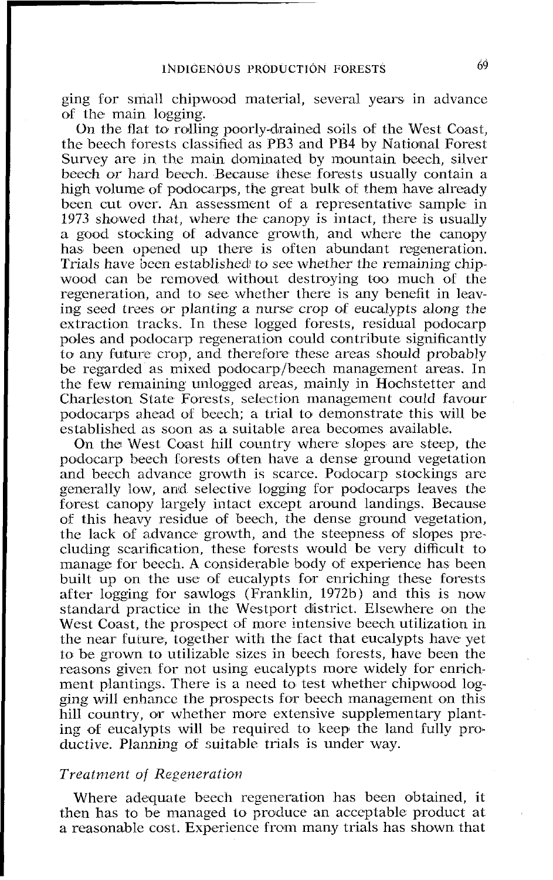ging for small chipwood material, several years in advance of the main logging.

On the flat to rolling poorly-drained soils of the West Coast, the beech forests classified as PB3 and PB4 by National Forest Survey are in the main dominated by mountain beech, silver beech or hard beech. Because these forests usually contain a high volume of podocarps, the great bulk of them have already been cut over. An assessment of a representative sample in 1973 showed that, where the canopy is intact, there is usually a good stocking of advance growth, and where the canopy has been opened up there is often abundant regeneration. Trials have been established to see whether the remaining chipwood can be removed without destroying too much of the regeneration, and to see whether there is any benefit in leaving seed trees or planting a nurse crop of eucalypts along the extraction tracks. In these logged forests, residual podocarp poles and podocarp regeneration could contribute significantly to any future crop, and therefore these areas should probably be regarded as mixed podocarp/beech management areas. In the few remaining unlogged areas, mainly in Hochstetter and Charleston State Forests, selection management could favour podocarps ahead of beech; a trial to demonstrate this will be established as soon as a suitable area becomes available.

On the West Coast hill country where slopes are steep, the podocarp beech forests often have a dense ground vegetation and beech advance growth is scarce. Podocarp stockings are generally low, and selective logging for podocarps leaves the forest canopy largely intact except around landings. Because of this heavy residue of beech, the dense ground vegetation, the lack of advance growth, and the steepness of slopes precluding scarification, these forests would be very difficult to manage for beech. A considerable body of experience has been built up on the use of eucalypts for enriching these forests after logging for sawlogs (Franklin, 1972b) and this is now standard practice in the Westport district. Elsewhere on the West Coast, the prospect of more intensive beech utilization in the near future, together with the fact that eucalypts have yet to be grown to utilizable sizes in beech forests, have been the reasons given for not using eucalypts more widely for enrichment plantings. There is a need to test whether chipwood logging will enhance the prospects for beech management on this hill country, or whether more extensive supplementary planting of eucalypts will be required to keep the land fully productive. Planning of suitable trials is under way.

### *Treatment of Regeneration*

Where adequate beech regeneration has been obtained, it then has to be managed to produce an acceptable product at a reasonable cost. Experience from many trials has shown that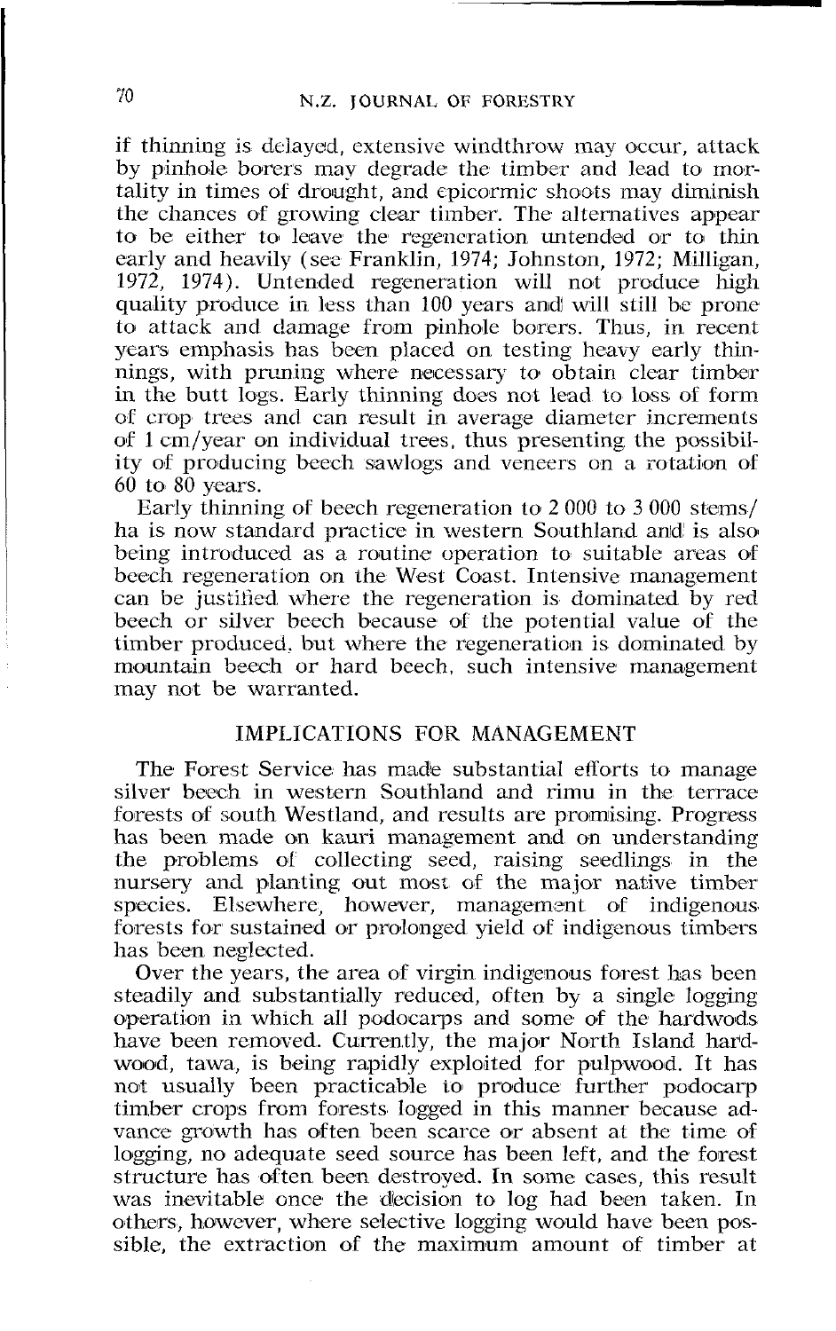if thinning is delayed, extensive windthrow may occur, attack by pinhole borers may degrade the timber and lead to mortality in times of drought, and epicormic shoots may diminish the chances of growing clear timber. The alternatives appear to be either to leave the regeneration untended or to thin early and heavily (see Franklin, 1974; Johnston, 1972; Milligan, 1972, 1974). Untended regeneration will not produce high quality produce in less than 100 years and will still be prone to attack and damage from pinhole borers. Thus, in recent years emphasis has been placed on testing heavy early thinnings, with pruning where necessary to obtain clear timber in the butt logs. Early thinning does not lead to loss of form of crop trees and can result in average diameter increments of 1 cm/year on individual trees, thus presenting the possibility of producing beech sawlogs and veneers on a rotation of 60 to 80 years.

Early thinning of beech regeneration to 2 000 to 3 000 stems/ha is now standard practice in western Southland and is also being introduced as a routine operation to suitable areas of beech regeneration on the West Coast. Intensive management can be justified where the regeneration is dominated by red beech or silver beech because of the potential value of the timber produced, but where the regeneration is dominated by mountain beech or hard beech, such intensive management may not be warranted.

## IMPLICATIONS FOR MANAGEMENT

The Forest Service has made substantial efforts to manage silver beech in western Southland and rimu in the terrace forests of south Westland, and results are promising. Progress has been made on kauri management and on understanding the problems of collecting seed, raising seedlings in the nursery and planting out most of the major native timber species. Elsewhere, however, management of indigenous forests for sustained or prolonged yield of indigenous timbers has been neglected.

Over the years, the area of virgin indigenous forest has been steadily and substantially reduced, often by a single logging operation in which all podocarps and some of the hardwods have been removed. Currently, the major North Island hardwood, tawa, is being rapidly exploited for pulpwood. It has not usually been practicable to produce further podocarp timber crops from forests logged in this manner because advance growth has often been scarce or absent at the time of logging, no adequate seed source has been left, and the forest structure has often been destroyed. In some cases, this result was inevitable once the decision to log had been taken. In others, however, where selective logging would have been possible, the extraction of the maximum amount of timber at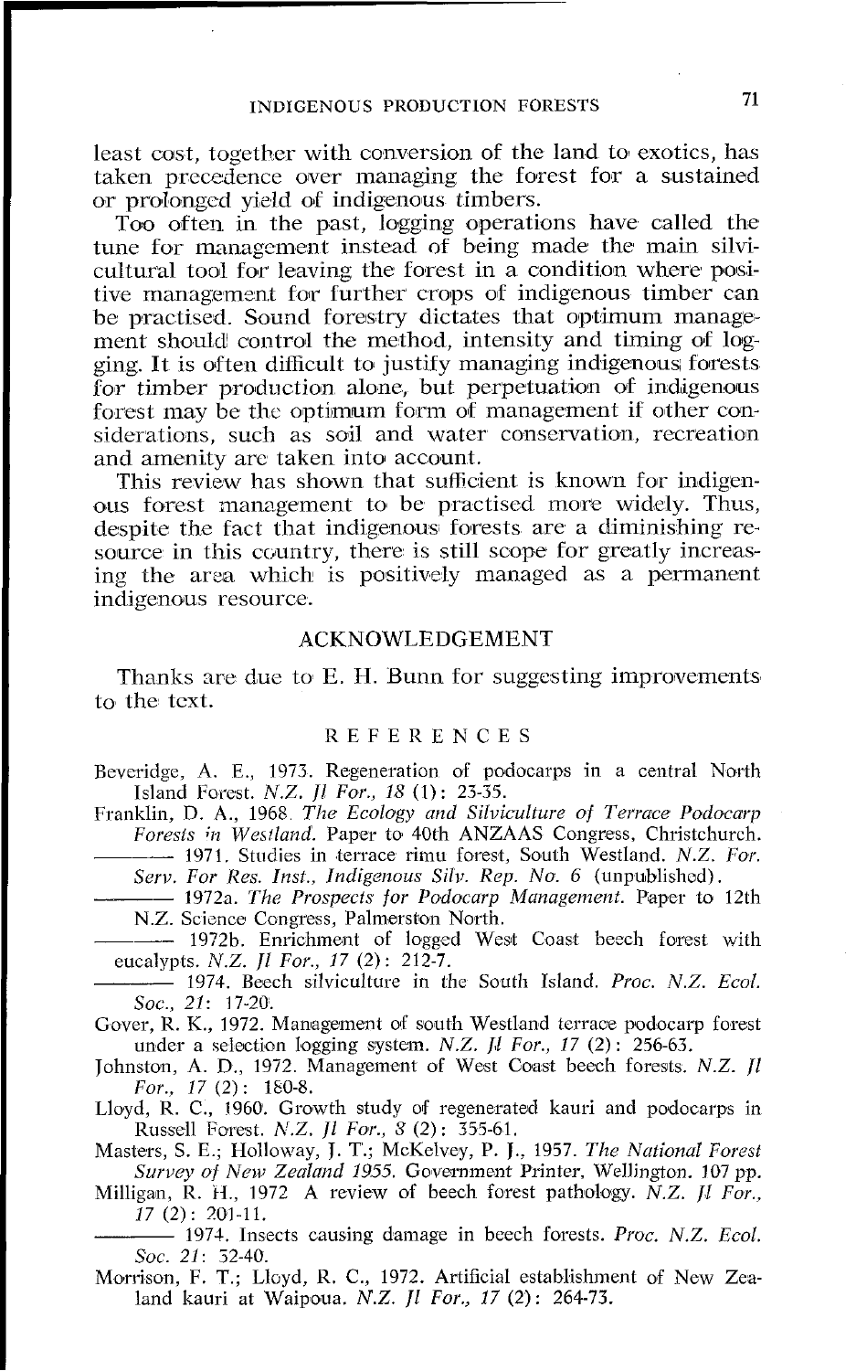least cost, together with conversion of the land to exotics, has taken precedence over managing the forest for a sustained or prolonged yield of indigenous timbers.

Too often in the past, logging operations have called the tune for management instead of being made the main silvicultural tool for leaving the forest in a condition where positive management for further crops of indigenous timber can be practised. Sound forestry dictates that optimum management should control the method, intensity and timing of logging. It is often difficult to justify managing indigenous forests for timber production alone, but perpetuation of indigenous forest may be the optimum form of management if other considerations, such as soil and water conservation, recreation and amenity are taken into account.

This review has shown that sufficient is known for indigenous forest management to be practised more widely. Thus, despite the fact that indigenous forests are a diminishing resource in this country, there is still scope for greatly increasing the area which is positively managed as a permanent indigenous resource.

## ACKNOWLEDGEMENT

Thanks are due to E. H. Bunn for suggesting improvements to the text.

## REFERENCES

Beveridge, A. E., 1973. Regeneration of podocarps in a central North Island Forest. *N.Z. Jl For., 18* (1): 23-35.

Franklin, D. A., 1968. *The Ecology and Silviculture of Terrace Podocarp Forests in Westland.* Paper to 40th ANZAAS Congress, Christchurch.

——— 1971. Studies in terrace rimu forest, South Westland. *N.Z. For. Serv. For Res. Inst., Indigenous Silv. Rep. No. 6* (unpublished).

——— 1972a. *The Prospects for Podocarp Management.* Paper to 12th N.Z. Science Congress, Palmerston North.

——— 1972b. Enrichment of logged West Coast beech forest with eucalypts. *N.Z. Jl For., 17* (2): 212-7.

——— 1974. Beech silviculture in the South Island. *Proc. N.Z. Ecol. Soc., 21*: 17-20.

Gover, R. K., 1972. Management of south Westland terrace podocarp forest under a selection logging system. *N.Z. Jl For., 17* (2): 256-63.

Johnston, A. D., 1972. Management of West Coast beech forests. *N.Z. Jl For., 17* (2): 180-8.

Lloyd, R. C., 1960. Growth study of regenerated kauri and podocarps in Russell Forest. *N.Z. Jl For., 8* (2): 355-61.

Masters, S. E.; Holloway, J. T.; McKelvey, P. J., 1957. *The National Forest Survey of New Zealand 1955.* Government Printer, Wellington. 107 pp.

Milligan, R. H., 1972 A review of beech forest pathology. *N.Z. Jl For., 17* (2): 201-11.

——— 1974. Insects causing damage in beech forests. *Proc. N.Z. Ecol. Soc. 21*: 32-40.

Morrison, F. T.; Lloyd, R. C., 1972. Artificial establishment of New Zealand kauri at Waipoua. *N.Z. Jl For., 17* (2): 264-73.